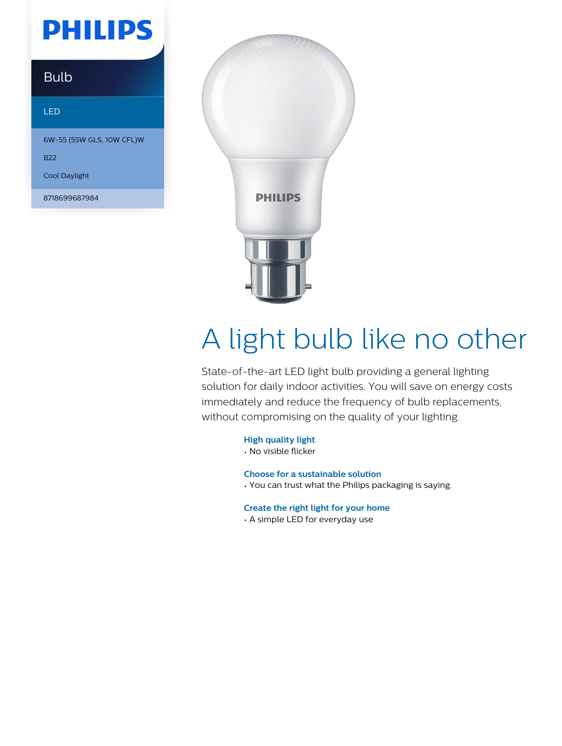PHILIPS

Bulb

LED

6W-55 (55W GLS, 10W CFL)W

B22

Cool Daylight

8718699687984

# A light bulb like no other

State-of-the-art LED light bulb providing a general lighting solution for daily indoor activities. You will save on energy costs immediately and reduce the frequency of bulb replacements, without compromising on the quality of your lighting.

**High quality light**
- No visible flicker

**Choose for a sustainable solution**
- You can trust what the Philips packaging is saying.

**Create the right light for your home**
- A simple LED for everyday use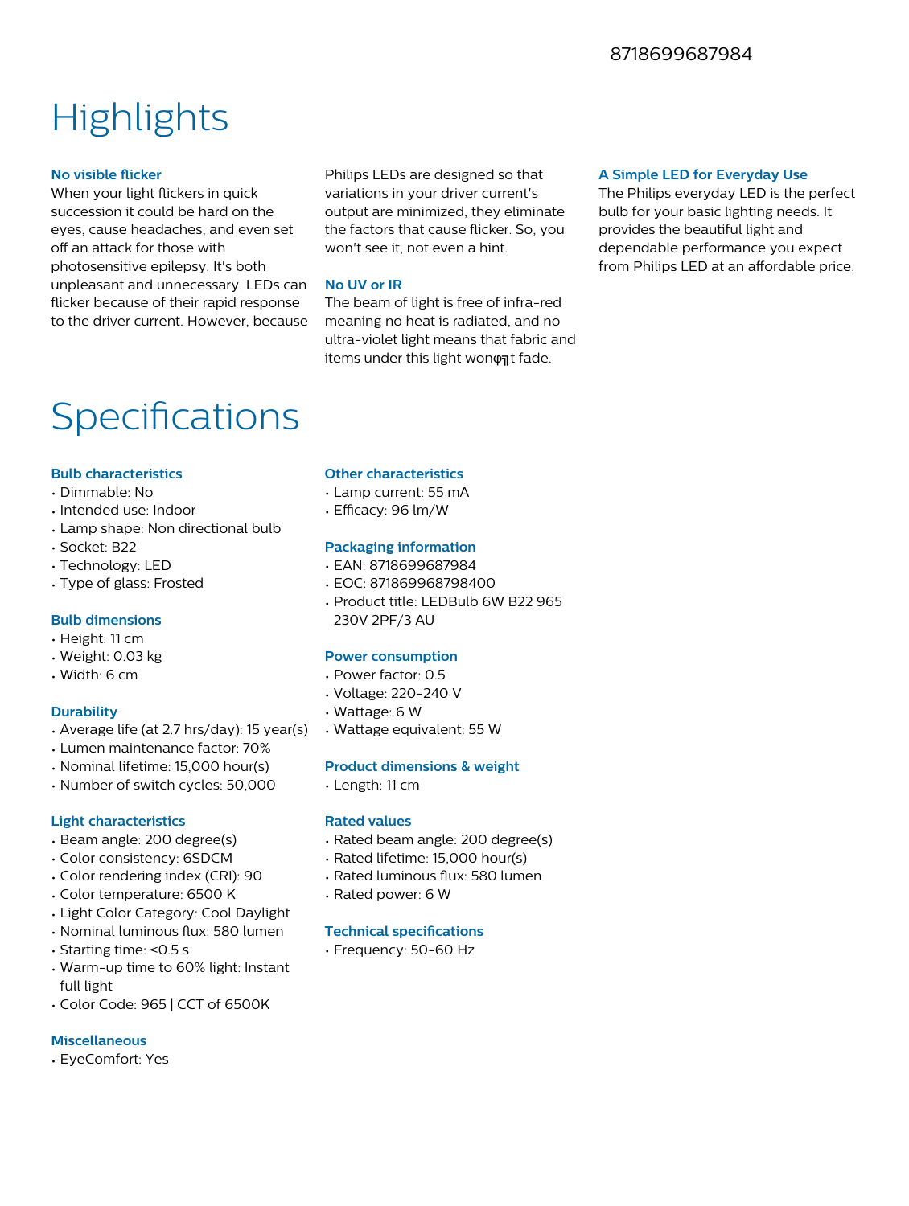8718699687984

# Highlights

### No visible flicker

When your light flickers in quick succession it could be hard on the eyes, cause headaches, and even set off an attack for those with photosensitive epilepsy. It's both unpleasant and unnecessary. LEDs can flicker because of their rapid response to the driver current. However, because Philips LEDs are designed so that variations in your driver current's output are minimized, they eliminate the factors that cause flicker. So, you won't see it, not even a hint.

### No UV or IR

The beam of light is free of infra-red meaning no heat is radiated, and no ultra-violet light means that fabric and items under this light wonφ╗t fade.

### A Simple LED for Everyday Use

The Philips everyday LED is the perfect bulb for your basic lighting needs. It provides the beautiful light and dependable performance you expect from Philips LED at an affordable price.

# Specifications

### Bulb characteristics

- Dimmable: No
- Intended use: Indoor
- Lamp shape: Non directional bulb
- Socket: B22
- Technology: LED
- Type of glass: Frosted

### Bulb dimensions

- Height: 11 cm
- Weight: 0.03 kg
- Width: 6 cm

### Durability

- Average life (at 2.7 hrs/day): 15 year(s)
- Lumen maintenance factor: 70%
- Nominal lifetime: 15,000 hour(s)
- Number of switch cycles: 50,000

### Light characteristics

- Beam angle: 200 degree(s)
- Color consistency: 6SDCM
- Color rendering index (CRI): 90
- Color temperature: 6500 K
- Light Color Category: Cool Daylight
- Nominal luminous flux: 580 lumen
- Starting time: <0.5 s
- Warm-up time to 60% light: Instant full light
- Color Code: 965 | CCT of 6500K

### Miscellaneous

- EyeComfort: Yes

### Other characteristics

- Lamp current: 55 mA
- Efficacy: 96 lm/W

### Packaging information

- EAN: 8718699687984
- EOC: 871869968798400
- Product title: LEDBulb 6W B22 965 230V 2PF/3 AU

### Power consumption

- Power factor: 0.5
- Voltage: 220-240 V
- Wattage: 6 W
- Wattage equivalent: 55 W

### Product dimensions & weight

- Length: 11 cm

### Rated values

- Rated beam angle: 200 degree(s)
- Rated lifetime: 15,000 hour(s)
- Rated luminous flux: 580 lumen
- Rated power: 6 W

### Technical specifications

- Frequency: 50-60 Hz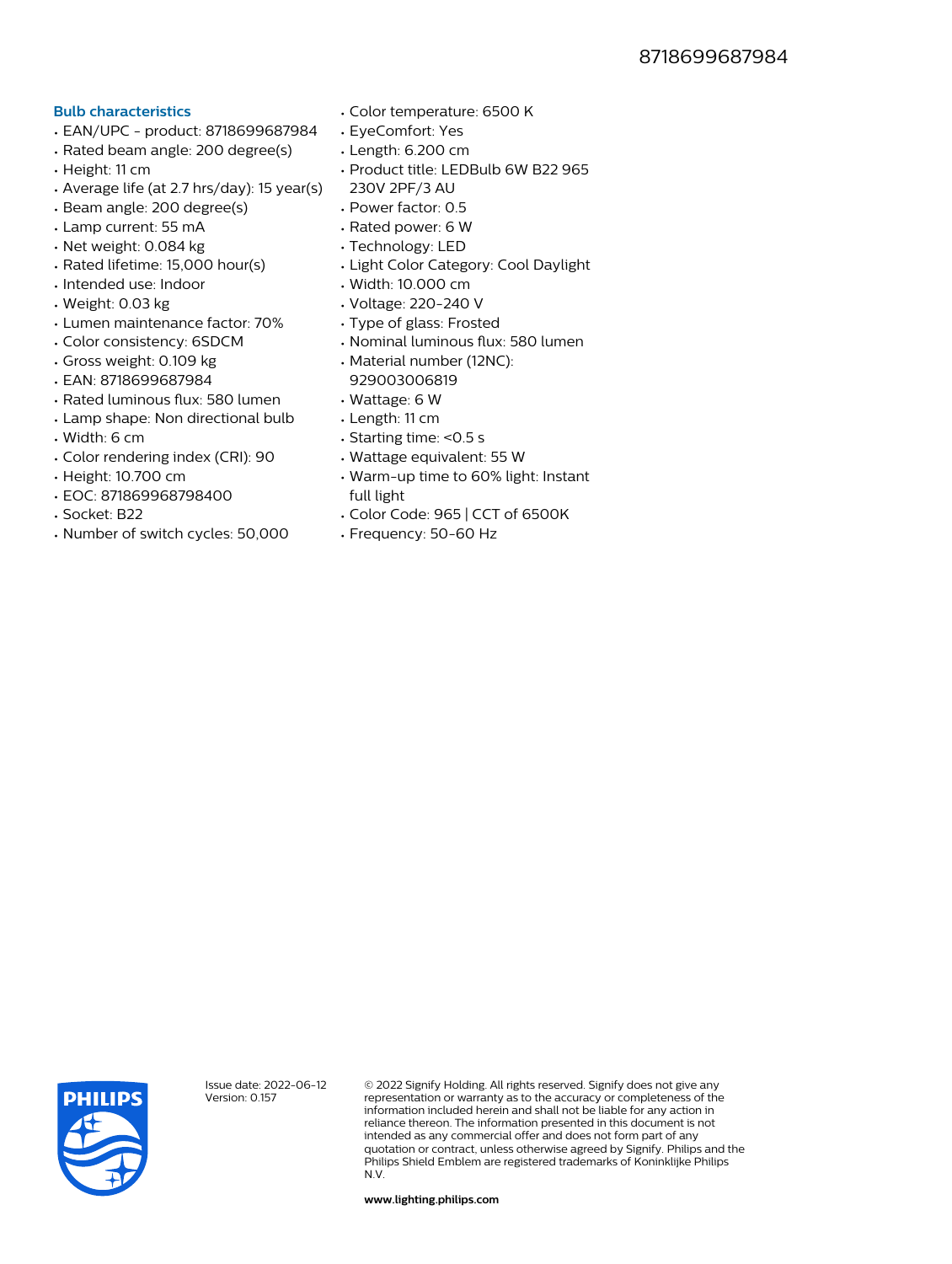8718699687984

### Bulb characteristics

- EAN/UPC - product: 8718699687984
- Rated beam angle: 200 degree(s)
- Height: 11 cm
- Average life (at 2.7 hrs/day): 15 year(s)
- Beam angle: 200 degree(s)
- Lamp current: 55 mA
- Net weight: 0.084 kg
- Rated lifetime: 15,000 hour(s)
- Intended use: Indoor
- Weight: 0.03 kg
- Lumen maintenance factor: 70%
- Color consistency: 6SDCM
- Gross weight: 0.109 kg
- EAN: 8718699687984
- Rated luminous flux: 580 lumen
- Lamp shape: Non directional bulb
- Width: 6 cm
- Color rendering index (CRI): 90
- Height: 10.700 cm
- EOC: 871869968798400
- Socket: B22
- Number of switch cycles: 50,000
- Color temperature: 6500 K
- EyeComfort: Yes
- Length: 6.200 cm
- Product title: LEDBulb 6W B22 965 230V 2PF/3 AU
- Power factor: 0.5
- Rated power: 6 W
- Technology: LED
- Light Color Category: Cool Daylight
- Width: 10.000 cm
- Voltage: 220-240 V
- Type of glass: Frosted
- Nominal luminous flux: 580 lumen
- Material number (12NC): 929003006819
- Wattage: 6 W
- Length: 11 cm
- Starting time: <0.5 s
- Wattage equivalent: 55 W
- Warm-up time to 60% light: Instant full light
- Color Code: 965 | CCT of 6500K
- Frequency: 50-60 Hz

Issue date: 2022-06-12
Version: 0.157

© 2022 Signify Holding. All rights reserved. Signify does not give any representation or warranty as to the accuracy or completeness of the information included herein and shall not be liable for any action in reliance thereon. The information presented in this document is not intended as any commercial offer and does not form part of any quotation or contract, unless otherwise agreed by Signify. Philips and the Philips Shield Emblem are registered trademarks of Koninklijke Philips N.V.

**www.lighting.philips.com**